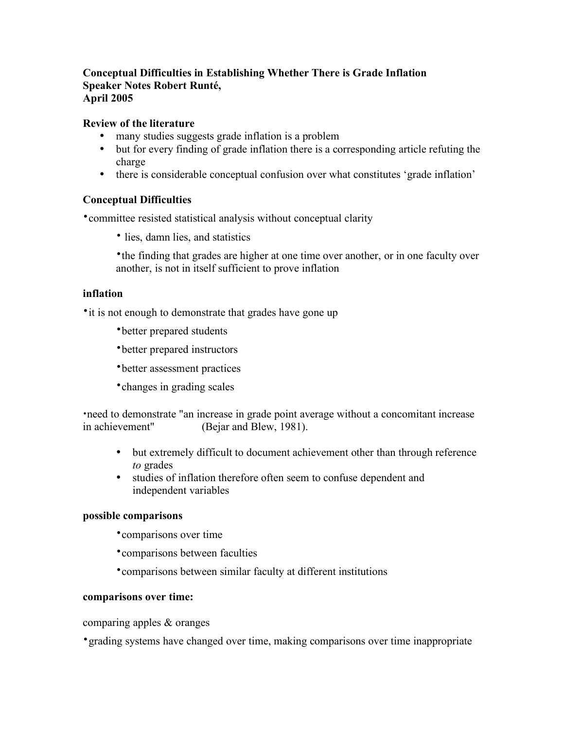**Conceptual Difficulties in Establishing Whether There is Grade Inflation**
**Speaker Notes Robert Runté,**
**April 2005**

### Review of the literature

- many studies suggests grade inflation is a problem
- but for every finding of grade inflation there is a corresponding article refuting the charge
- there is considerable conceptual confusion over what constitutes 'grade inflation'

### Conceptual Difficulties

- committee resisted statistical analysis without conceptual clarity
  - lies, damn lies, and statistics
  - the finding that grades are higher at one time over another, or in one faculty over another, is not in itself sufficient to prove inflation

### inflation

- it is not enough to demonstrate that grades have gone up
  - better prepared students
  - better prepared instructors
  - better assessment practices
  - changes in grading scales
- need to demonstrate "an increase in grade point average without a concomitant increase in achievement" (Bejar and Blew, 1981).
  - but extremely difficult to document achievement other than through reference *to* grades
  - studies of inflation therefore often seem to confuse dependent and independent variables

### possible comparisons

- comparisons over time
- comparisons between faculties
- comparisons between similar faculty at different institutions

### comparisons over time:

comparing apples & oranges

- grading systems have changed over time, making comparisons over time inappropriate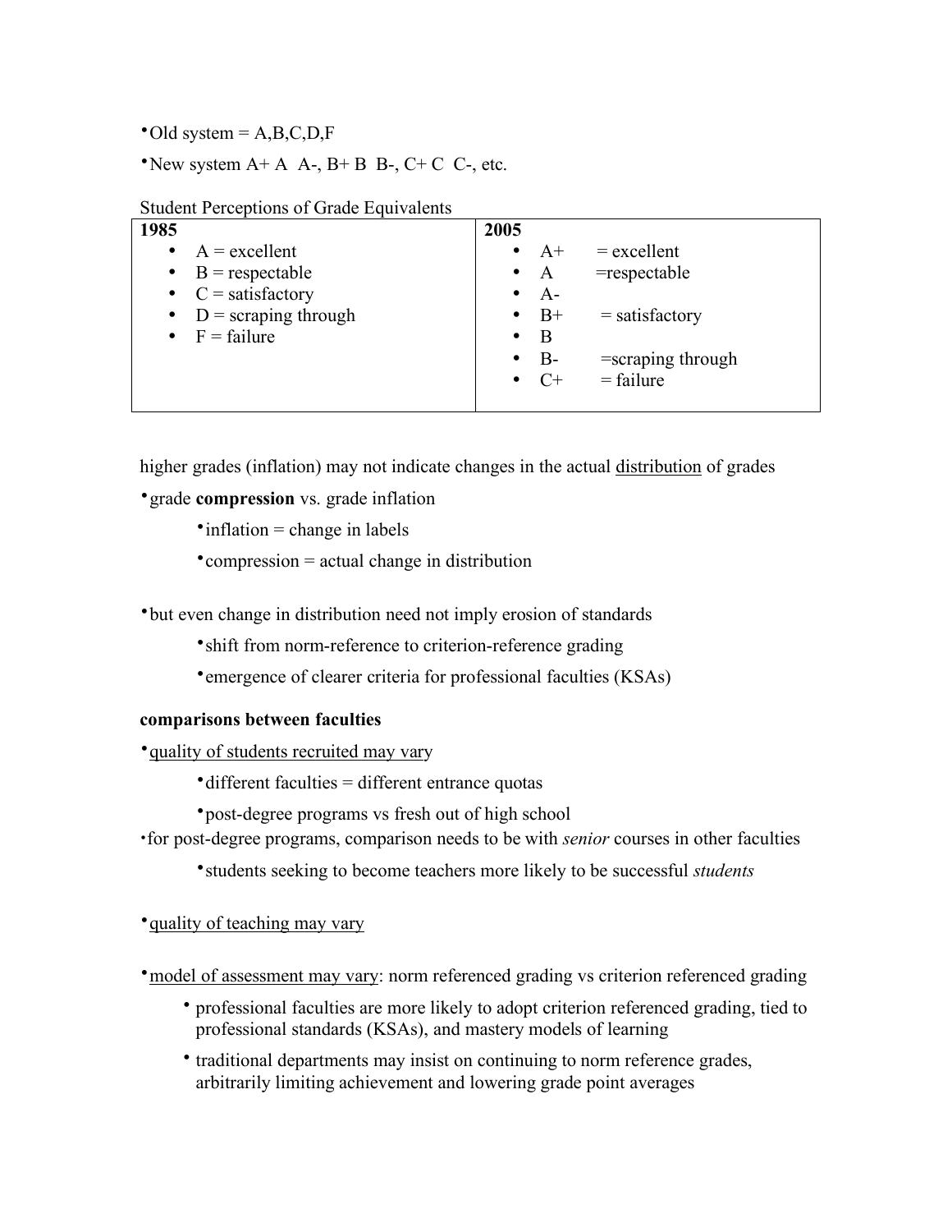- Old system = A,B,C,D,F
- New system A+ A A-, B+ B B-, C+ C C-, etc.

Student Perceptions of Grade Equivalents

| 1985 | 2005 |
|---|---|
| • A = excellent<br>• B = respectable<br>• C = satisfactory<br>• D = scraping through<br>• F = failure | • A+ = excellent<br>• A =respectable<br>• A-<br>• B+ = satisfactory<br>• B<br>• B- =scraping through<br>• C+ = failure |

higher grades (inflation) may not indicate changes in the actual <u>distribution</u> of grades

- grade **compression** vs. grade inflation
  - inflation = change in labels
  - compression = actual change in distribution

- but even change in distribution need not imply erosion of standards
  - shift from norm-reference to criterion-reference grading
  - emergence of clearer criteria for professional faculties (KSAs)

**comparisons between faculties**

- <u>quality of students recruited may vary</u>
  - different faculties = different entrance quotas
  - post-degree programs vs fresh out of high school
- for post-degree programs, comparison needs to be with *senior* courses in other faculties
  - students seeking to become teachers more likely to be successful *students*

- <u>quality of teaching may vary</u>

- <u>model of assessment may vary</u>: norm referenced grading vs criterion referenced grading
  - professional faculties are more likely to adopt criterion referenced grading, tied to professional standards (KSAs), and mastery models of learning
  - traditional departments may insist on continuing to norm reference grades, arbitrarily limiting achievement and lowering grade point averages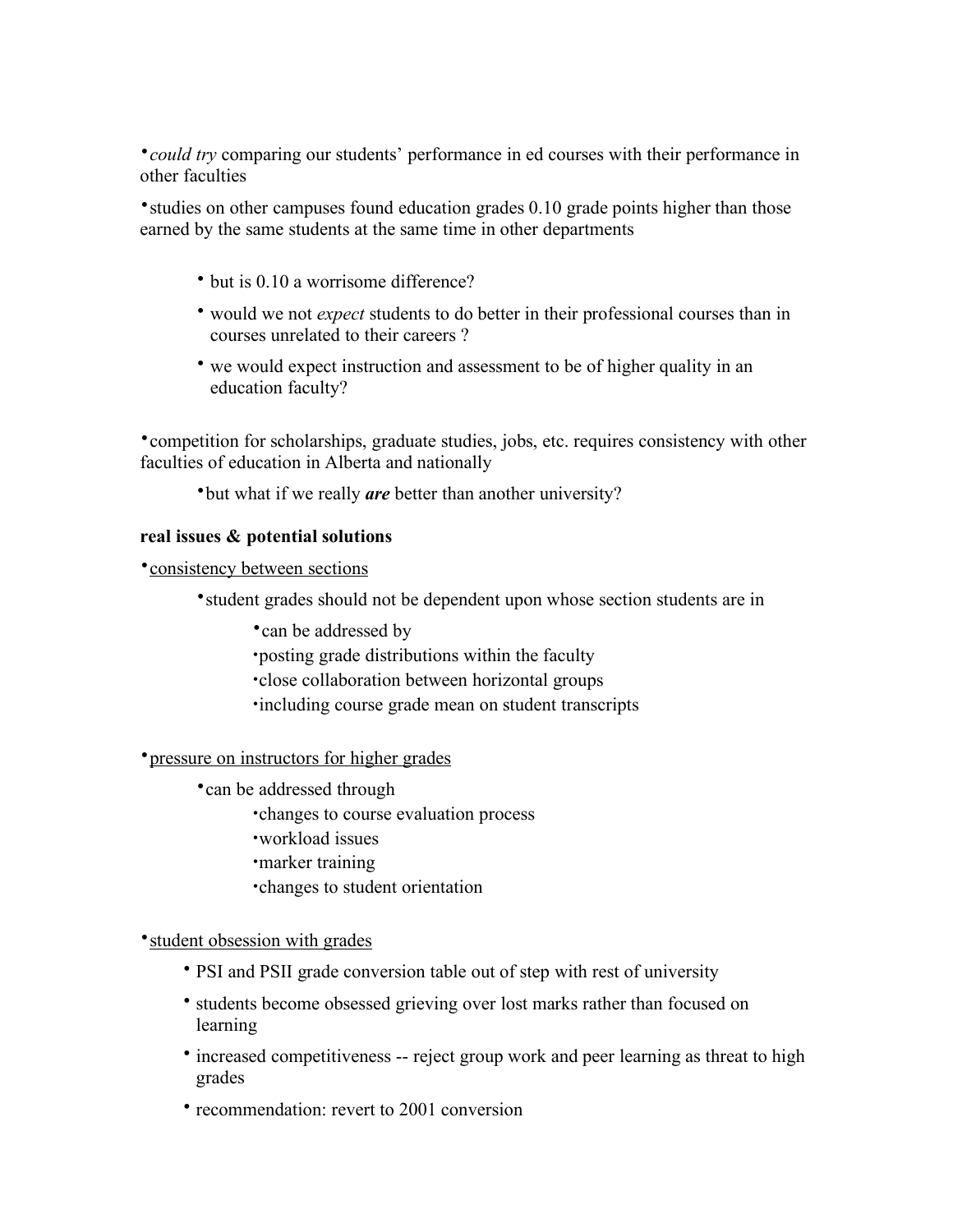- *could try* comparing our students' performance in ed courses with their performance in other faculties
- studies on other campuses found education grades 0.10 grade points higher than those earned by the same students at the same time in other departments
    - but is 0.10 a worrisome difference?
    - would we not *expect* students to do better in their professional courses than in courses unrelated to their careers ?
    - we would expect instruction and assessment to be of higher quality in an education faculty?
- competition for scholarships, graduate studies, jobs, etc. requires consistency with other faculties of education in Alberta and nationally
    - but what if we really ***are*** better than another university?

**real issues & potential solutions**

- consistency between sections
    - student grades should not be dependent upon whose section students are in
        - can be addressed by
        - posting grade distributions within the faculty
        - close collaboration between horizontal groups
        - including course grade mean on student transcripts
- pressure on instructors for higher grades
    - can be addressed through
        - changes to course evaluation process
        - workload issues
        - marker training
        - changes to student orientation
- student obsession with grades
    - PSI and PSII grade conversion table out of step with rest of university
    - students become obsessed grieving over lost marks rather than focused on learning
    - increased competitiveness -- reject group work and peer learning as threat to high grades
    - recommendation: revert to 2001 conversion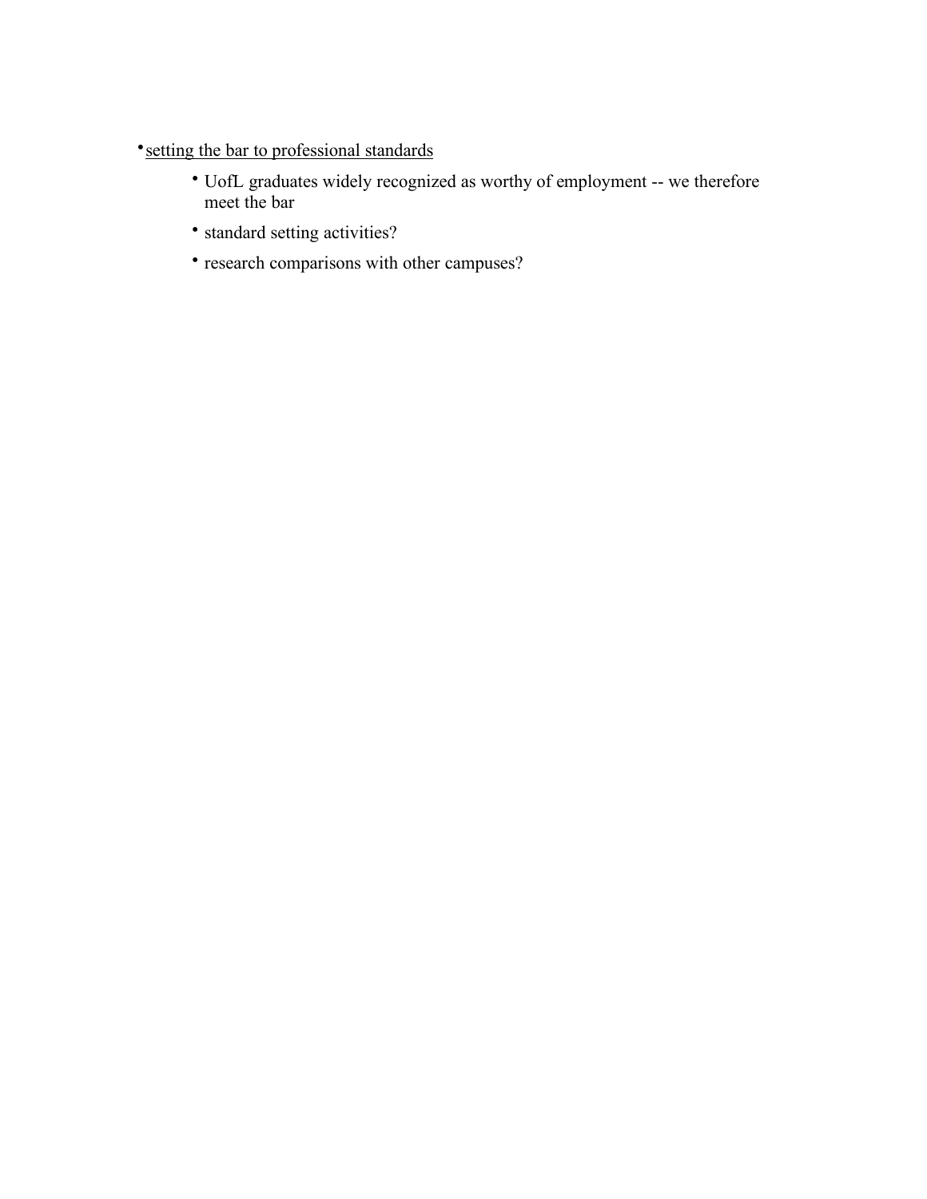- <u>setting the bar to professional standards</u>
  - UofL graduates widely recognized as worthy of employment -- we therefore meet the bar
  - standard setting activities?
  - research comparisons with other campuses?